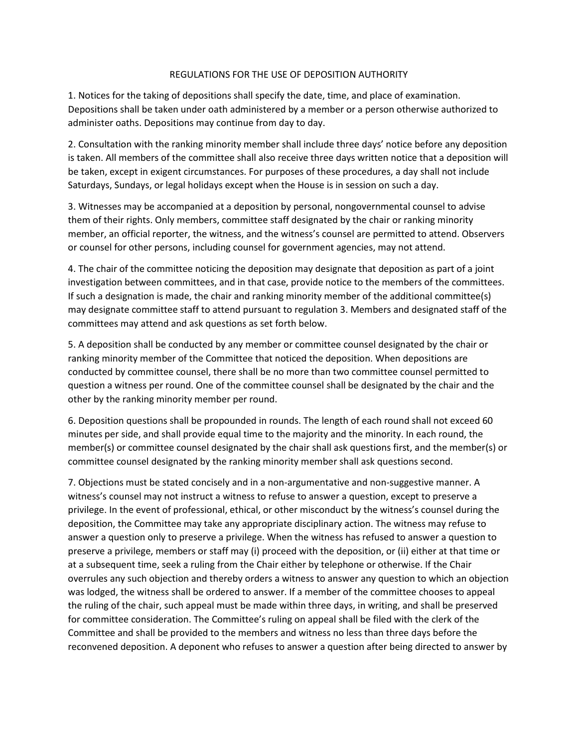# REGULATIONS FOR THE USE OF DEPOSITION AUTHORITY

1. Notices for the taking of depositions shall specify the date, time, and place of examination. Depositions shall be taken under oath administered by a member or a person otherwise authorized to administer oaths. Depositions may continue from day to day.

2. Consultation with the ranking minority member shall include three days' notice before any deposition is taken. All members of the committee shall also receive three days written notice that a deposition will be taken, except in exigent circumstances. For purposes of these procedures, a day shall not include Saturdays, Sundays, or legal holidays except when the House is in session on such a day.

3. Witnesses may be accompanied at a deposition by personal, nongovernmental counsel to advise them of their rights. Only members, committee staff designated by the chair or ranking minority member, an official reporter, the witness, and the witness's counsel are permitted to attend. Observers or counsel for other persons, including counsel for government agencies, may not attend.

4. The chair of the committee noticing the deposition may designate that deposition as part of a joint investigation between committees, and in that case, provide notice to the members of the committees. If such a designation is made, the chair and ranking minority member of the additional committee(s) may designate committee staff to attend pursuant to regulation 3. Members and designated staff of the committees may attend and ask questions as set forth below.

5. A deposition shall be conducted by any member or committee counsel designated by the chair or ranking minority member of the Committee that noticed the deposition. When depositions are conducted by committee counsel, there shall be no more than two committee counsel permitted to question a witness per round. One of the committee counsel shall be designated by the chair and the other by the ranking minority member per round.

6. Deposition questions shall be propounded in rounds. The length of each round shall not exceed 60 minutes per side, and shall provide equal time to the majority and the minority. In each round, the member(s) or committee counsel designated by the chair shall ask questions first, and the member(s) or committee counsel designated by the ranking minority member shall ask questions second.

7. Objections must be stated concisely and in a non-argumentative and non-suggestive manner. A witness's counsel may not instruct a witness to refuse to answer a question, except to preserve a privilege. In the event of professional, ethical, or other misconduct by the witness's counsel during the deposition, the Committee may take any appropriate disciplinary action. The witness may refuse to answer a question only to preserve a privilege. When the witness has refused to answer a question to preserve a privilege, members or staff may (i) proceed with the deposition, or (ii) either at that time or at a subsequent time, seek a ruling from the Chair either by telephone or otherwise. If the Chair overrules any such objection and thereby orders a witness to answer any question to which an objection was lodged, the witness shall be ordered to answer. If a member of the committee chooses to appeal the ruling of the chair, such appeal must be made within three days, in writing, and shall be preserved for committee consideration. The Committee's ruling on appeal shall be filed with the clerk of the Committee and shall be provided to the members and witness no less than three days before the reconvened deposition. A deponent who refuses to answer a question after being directed to answer by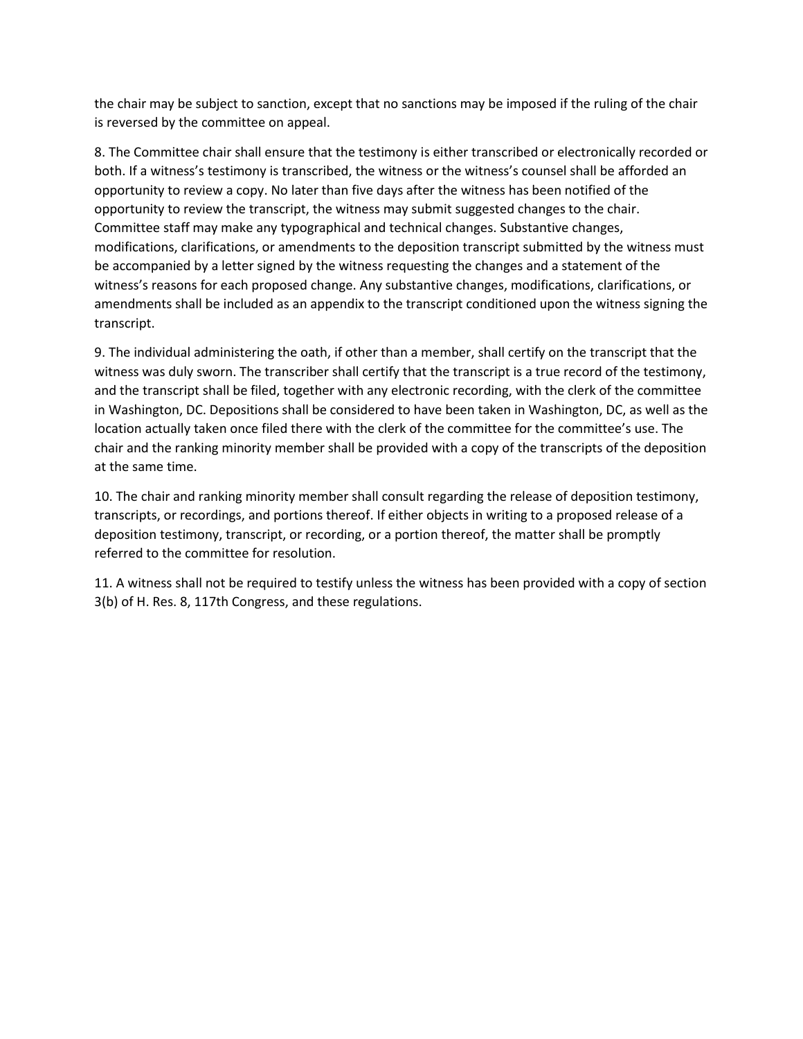the chair may be subject to sanction, except that no sanctions may be imposed if the ruling of the chair is reversed by the committee on appeal.

8. The Committee chair shall ensure that the testimony is either transcribed or electronically recorded or both. If a witness's testimony is transcribed, the witness or the witness's counsel shall be afforded an opportunity to review a copy. No later than five days after the witness has been notified of the opportunity to review the transcript, the witness may submit suggested changes to the chair. Committee staff may make any typographical and technical changes. Substantive changes, modifications, clarifications, or amendments to the deposition transcript submitted by the witness must be accompanied by a letter signed by the witness requesting the changes and a statement of the witness's reasons for each proposed change. Any substantive changes, modifications, clarifications, or amendments shall be included as an appendix to the transcript conditioned upon the witness signing the transcript.

9. The individual administering the oath, if other than a member, shall certify on the transcript that the witness was duly sworn. The transcriber shall certify that the transcript is a true record of the testimony, and the transcript shall be filed, together with any electronic recording, with the clerk of the committee in Washington, DC. Depositions shall be considered to have been taken in Washington, DC, as well as the location actually taken once filed there with the clerk of the committee for the committee's use. The chair and the ranking minority member shall be provided with a copy of the transcripts of the deposition at the same time.

10. The chair and ranking minority member shall consult regarding the release of deposition testimony, transcripts, or recordings, and portions thereof. If either objects in writing to a proposed release of a deposition testimony, transcript, or recording, or a portion thereof, the matter shall be promptly referred to the committee for resolution.

11. A witness shall not be required to testify unless the witness has been provided with a copy of section 3(b) of H. Res. 8, 117th Congress, and these regulations.